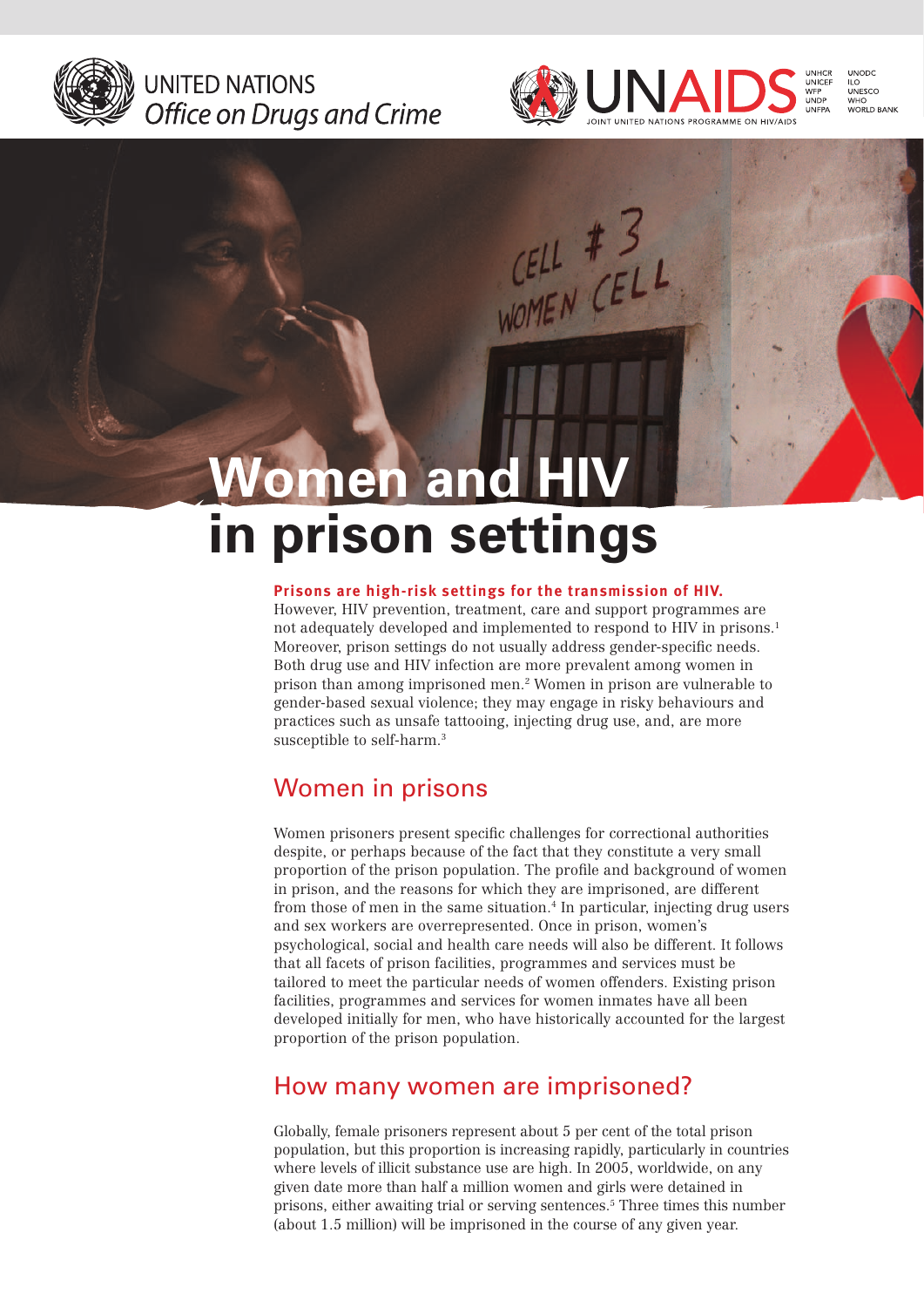UNITED NATIONS
Office on Drugs and Crime

UNAIDS
JOINT UNITED NATIONS PROGRAMME ON HIV/AIDS

UNHCR UNICEF WFP UNDP UNFPA UNODC ILO UNESCO WHO WORLD BANK

# Women and HIV in prison settings

**Prisons are high-risk settings for the transmission of HIV.** However, HIV prevention, treatment, care and support programmes are not adequately developed and implemented to respond to HIV in prisons.[1] Moreover, prison settings do not usually address gender-specific needs. Both drug use and HIV infection are more prevalent among women in prison than among imprisoned men.[2] Women in prison are vulnerable to gender-based sexual violence; they may engage in risky behaviours and practices such as unsafe tattooing, injecting drug use, and, are more susceptible to self-harm.[3]

## Women in prisons

Women prisoners present specific challenges for correctional authorities despite, or perhaps because of the fact that they constitute a very small proportion of the prison population. The profile and background of women in prison, and the reasons for which they are imprisoned, are different from those of men in the same situation.[4] In particular, injecting drug users and sex workers are overrepresented. Once in prison, women's psychological, social and health care needs will also be different. It follows that all facets of prison facilities, programmes and services must be tailored to meet the particular needs of women offenders. Existing prison facilities, programmes and services for women inmates have all been developed initially for men, who have historically accounted for the largest proportion of the prison population.

## How many women are imprisoned?

Globally, female prisoners represent about 5 per cent of the total prison population, but this proportion is increasing rapidly, particularly in countries where levels of illicit substance use are high. In 2005, worldwide, on any given date more than half a million women and girls were detained in prisons, either awaiting trial or serving sentences.[5] Three times this number (about 1.5 million) will be imprisoned in the course of any given year.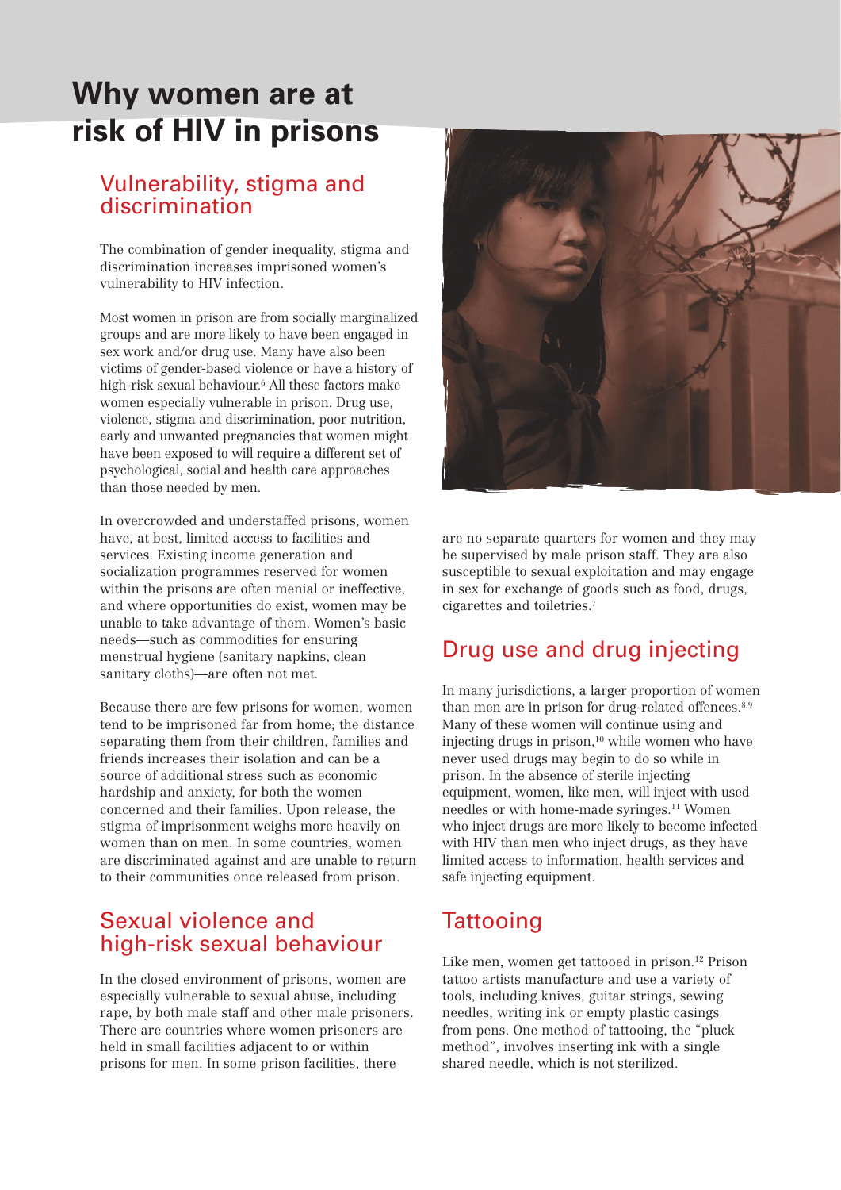# Why women are at risk of HIV in prisons

## Vulnerability, stigma and discrimination

The combination of gender inequality, stigma and discrimination increases imprisoned women's vulnerability to HIV infection.

Most women in prison are from socially marginalized groups and are more likely to have been engaged in sex work and/or drug use. Many have also been victims of gender-based violence or have a history of high-risk sexual behaviour.[6] All these factors make women especially vulnerable in prison. Drug use, violence, stigma and discrimination, poor nutrition, early and unwanted pregnancies that women might have been exposed to will require a different set of psychological, social and health care approaches than those needed by men.

In overcrowded and understaffed prisons, women have, at best, limited access to facilities and services. Existing income generation and socialization programmes reserved for women within the prisons are often menial or ineffective, and where opportunities do exist, women may be unable to take advantage of them. Women's basic needs—such as commodities for ensuring menstrual hygiene (sanitary napkins, clean sanitary cloths)—are often not met.

Because there are few prisons for women, women tend to be imprisoned far from home; the distance separating them from their children, families and friends increases their isolation and can be a source of additional stress such as economic hardship and anxiety, for both the women concerned and their families. Upon release, the stigma of imprisonment weighs more heavily on women than on men. In some countries, women are discriminated against and are unable to return to their communities once released from prison.

## Sexual violence and high-risk sexual behaviour

In the closed environment of prisons, women are especially vulnerable to sexual abuse, including rape, by both male staff and other male prisoners. There are countries where women prisoners are held in small facilities adjacent to or within prisons for men. In some prison facilities, there are no separate quarters for women and they may be supervised by male prison staff. They are also susceptible to sexual exploitation and may engage in sex for exchange of goods such as food, drugs, cigarettes and toiletries.[7]

## Drug use and drug injecting

In many jurisdictions, a larger proportion of women than men are in prison for drug-related offences.[8,9] Many of these women will continue using and injecting drugs in prison,[10] while women who have never used drugs may begin to do so while in prison. In the absence of sterile injecting equipment, women, like men, will inject with used needles or with home-made syringes.[11] Women who inject drugs are more likely to become infected with HIV than men who inject drugs, as they have limited access to information, health services and safe injecting equipment.

## Tattooing

Like men, women get tattooed in prison.[12] Prison tattoo artists manufacture and use a variety of tools, including knives, guitar strings, sewing needles, writing ink or empty plastic casings from pens. One method of tattooing, the "pluck method", involves inserting ink with a single shared needle, which is not sterilized.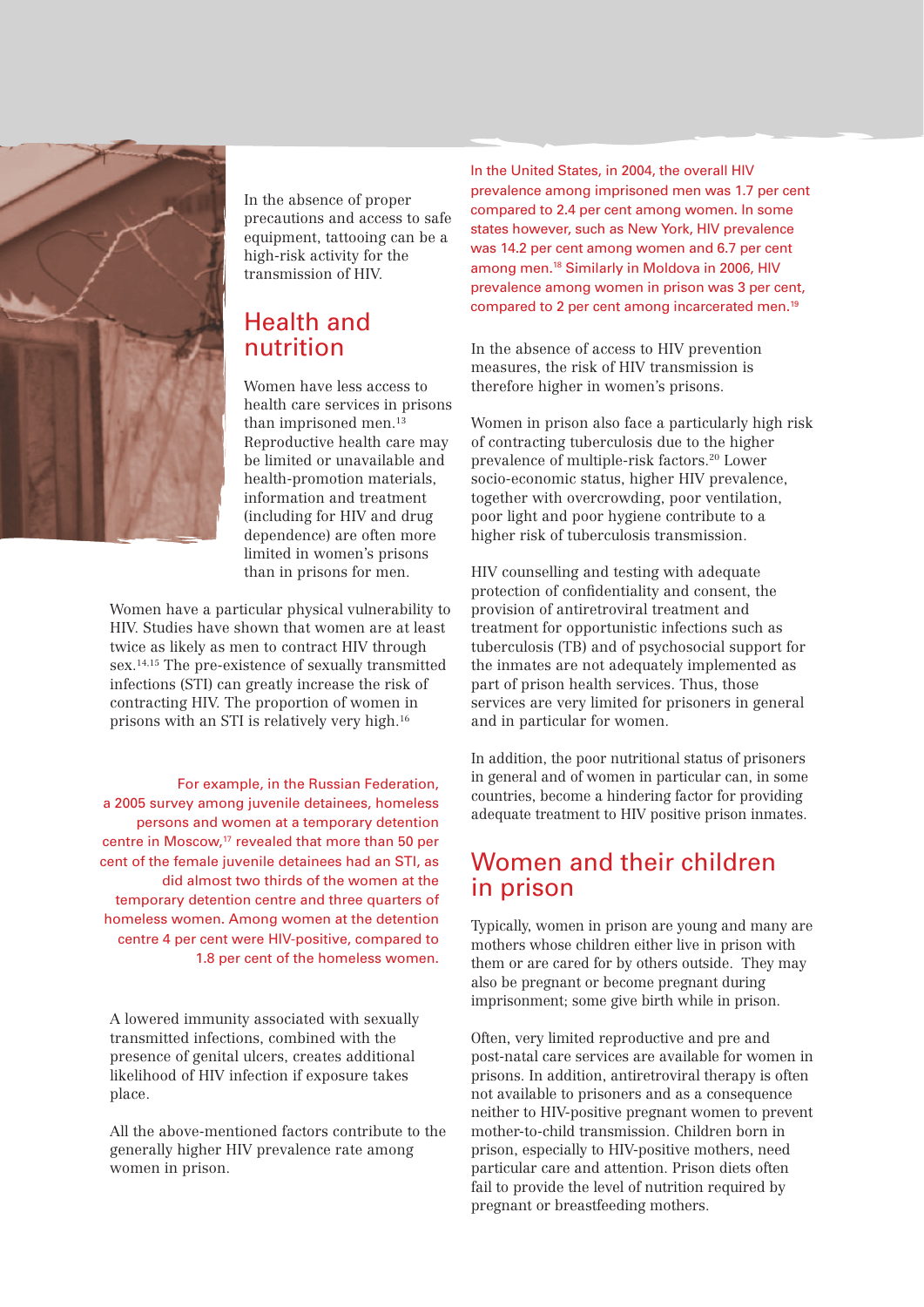In the absence of proper precautions and access to safe equipment, tattooing can be a high-risk activity for the transmission of HIV.

## Health and nutrition

Women have less access to health care services in prisons than imprisoned men.[13] Reproductive health care may be limited or unavailable and health-promotion materials, information and treatment (including for HIV and drug dependence) are often more limited in women's prisons than in prisons for men.

Women have a particular physical vulnerability to HIV. Studies have shown that women are at least twice as likely as men to contract HIV through sex.[14,15] The pre-existence of sexually transmitted infections (STI) can greatly increase the risk of contracting HIV. The proportion of women in prisons with an STI is relatively very high.[16]

For example, in the Russian Federation, a 2005 survey among juvenile detainees, homeless persons and women at a temporary detention centre in Moscow,[17] revealed that more than 50 per cent of the female juvenile detainees had an STI, as did almost two thirds of the women at the temporary detention centre and three quarters of homeless women. Among women at the detention centre 4 per cent were HIV-positive, compared to 1.8 per cent of the homeless women.

A lowered immunity associated with sexually transmitted infections, combined with the presence of genital ulcers, creates additional likelihood of HIV infection if exposure takes place.

All the above-mentioned factors contribute to the generally higher HIV prevalence rate among women in prison.

In the United States, in 2004, the overall HIV prevalence among imprisoned men was 1.7 per cent compared to 2.4 per cent among women. In some states however, such as New York, HIV prevalence was 14.2 per cent among women and 6.7 per cent among men.[18] Similarly in Moldova in 2006, HIV prevalence among women in prison was 3 per cent, compared to 2 per cent among incarcerated men.[19]

In the absence of access to HIV prevention measures, the risk of HIV transmission is therefore higher in women's prisons.

Women in prison also face a particularly high risk of contracting tuberculosis due to the higher prevalence of multiple-risk factors.[20] Lower socio-economic status, higher HIV prevalence, together with overcrowding, poor ventilation, poor light and poor hygiene contribute to a higher risk of tuberculosis transmission.

HIV counselling and testing with adequate protection of confidentiality and consent, the provision of antiretroviral treatment and treatment for opportunistic infections such as tuberculosis (TB) and of psychosocial support for the inmates are not adequately implemented as part of prison health services. Thus, those services are very limited for prisoners in general and in particular for women.

In addition, the poor nutritional status of prisoners in general and of women in particular can, in some countries, become a hindering factor for providing adequate treatment to HIV positive prison inmates.

## Women and their children in prison

Typically, women in prison are young and many are mothers whose children either live in prison with them or are cared for by others outside. They may also be pregnant or become pregnant during imprisonment; some give birth while in prison.

Often, very limited reproductive and pre and post-natal care services are available for women in prisons. In addition, antiretroviral therapy is often not available to prisoners and as a consequence neither to HIV-positive pregnant women to prevent mother-to-child transmission. Children born in prison, especially to HIV-positive mothers, need particular care and attention. Prison diets often fail to provide the level of nutrition required by pregnant or breastfeeding mothers.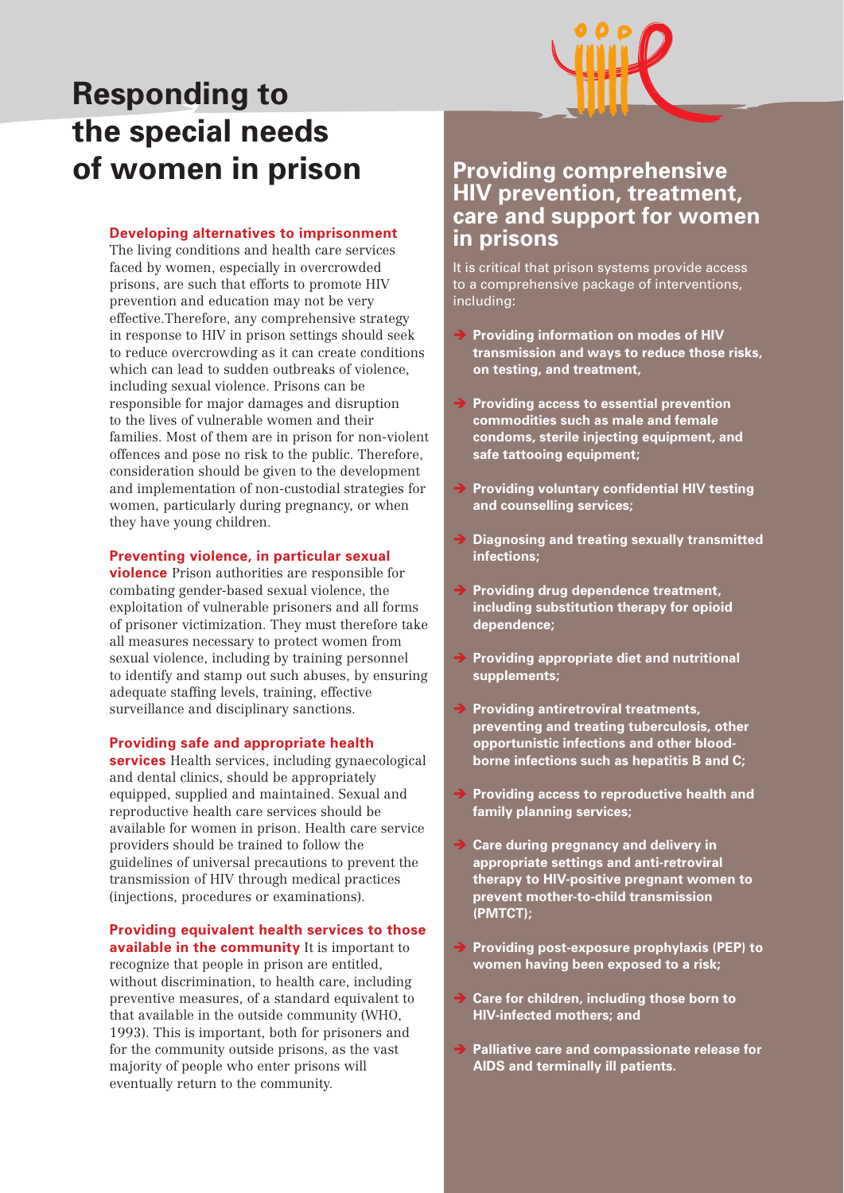# Responding to the special needs of women in prison

**Developing alternatives to imprisonment** The living conditions and health care services faced by women, especially in overcrowded prisons, are such that efforts to promote HIV prevention and education may not be very effective.Therefore, any comprehensive strategy in response to HIV in prison settings should seek to reduce overcrowding as it can create conditions which can lead to sudden outbreaks of violence, including sexual violence. Prisons can be responsible for major damages and disruption to the lives of vulnerable women and their families. Most of them are in prison for non-violent offences and pose no risk to the public. Therefore, consideration should be given to the development and implementation of non-custodial strategies for women, particularly during pregnancy, or when they have young children.

**Preventing violence, in particular sexual violence** Prison authorities are responsible for combating gender-based sexual violence, the exploitation of vulnerable prisoners and all forms of prisoner victimization. They must therefore take all measures necessary to protect women from sexual violence, including by training personnel to identify and stamp out such abuses, by ensuring adequate staffing levels, training, effective surveillance and disciplinary sanctions.

**Providing safe and appropriate health services** Health services, including gynaecological and dental clinics, should be appropriately equipped, supplied and maintained. Sexual and reproductive health care services should be available for women in prison. Health care service providers should be trained to follow the guidelines of universal precautions to prevent the transmission of HIV through medical practices (injections, procedures or examinations).

**Providing equivalent health services to those available in the community** It is important to recognize that people in prison are entitled, without discrimination, to health care, including preventive measures, of a standard equivalent to that available in the outside community (WHO, 1993). This is important, both for prisoners and for the community outside prisons, as the vast majority of people who enter prisons will eventually return to the community.

## Providing comprehensive HIV prevention, treatment, care and support for women in prisons

It is critical that prison systems provide access to a comprehensive package of interventions, including:

- **Providing information on modes of HIV transmission and ways to reduce those risks, on testing, and treatment,**
- **Providing access to essential prevention commodities such as male and female condoms, sterile injecting equipment, and safe tattooing equipment;**
- **Providing voluntary confidential HIV testing and counselling services;**
- **Diagnosing and treating sexually transmitted infections;**
- **Providing drug dependence treatment, including substitution therapy for opioid dependence;**
- **Providing appropriate diet and nutritional supplements;**
- **Providing antiretroviral treatments, preventing and treating tuberculosis, other opportunistic infections and other blood-borne infections such as hepatitis B and C;**
- **Providing access to reproductive health and family planning services;**
- **Care during pregnancy and delivery in appropriate settings and anti-retroviral therapy to HIV-positive pregnant women to prevent mother-to-child transmission (PMTCT);**
- **Providing post-exposure prophylaxis (PEP) to women having been exposed to a risk;**
- **Care for children, including those born to HIV-infected mothers; and**
- **Palliative care and compassionate release for AIDS and terminally ill patients.**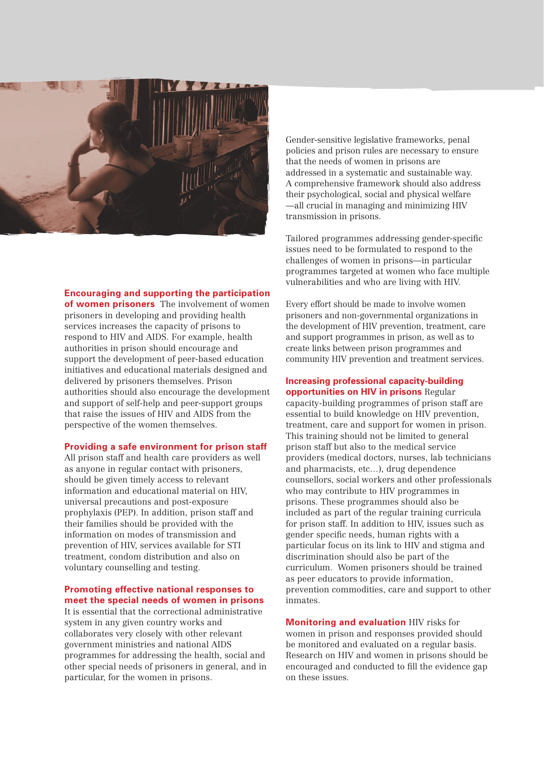**Encouraging and supporting the participation of women prisoners** The involvement of women prisoners in developing and providing health services increases the capacity of prisons to respond to HIV and AIDS. For example, health authorities in prison should encourage and support the development of peer-based education initiatives and educational materials designed and delivered by prisoners themselves. Prison authorities should also encourage the development and support of self-help and peer-support groups that raise the issues of HIV and AIDS from the perspective of the women themselves.

**Providing a safe environment for prison staff** All prison staff and health care providers as well as anyone in regular contact with prisoners, should be given timely access to relevant information and educational material on HIV, universal precautions and post-exposure prophylaxis (PEP). In addition, prison staff and their families should be provided with the information on modes of transmission and prevention of HIV, services available for STI treatment, condom distribution and also on voluntary counselling and testing.

**Promoting effective national responses to meet the special needs of women in prisons** It is essential that the correctional administrative system in any given country works and collaborates very closely with other relevant government ministries and national AIDS programmes for addressing the health, social and other special needs of prisoners in general, and in particular, for the women in prisons.

Gender-sensitive legislative frameworks, penal policies and prison rules are necessary to ensure that the needs of women in prisons are addressed in a systematic and sustainable way. A comprehensive framework should also address their psychological, social and physical welfare —all crucial in managing and minimizing HIV transmission in prisons.

Tailored programmes addressing gender-specific issues need to be formulated to respond to the challenges of women in prisons—in particular programmes targeted at women who face multiple vulnerabilities and who are living with HIV.

Every effort should be made to involve women prisoners and non-governmental organizations in the development of HIV prevention, treatment, care and support programmes in prison, as well as to create links between prison programmes and community HIV prevention and treatment services.

**Increasing professional capacity-building opportunities on HIV in prisons** Regular capacity-building programmes of prison staff are essential to build knowledge on HIV prevention, treatment, care and support for women in prison. This training should not be limited to general prison staff but also to the medical service providers (medical doctors, nurses, lab technicians and pharmacists, etc…), drug dependence counsellors, social workers and other professionals who may contribute to HIV programmes in prisons. These programmes should also be included as part of the regular training curricula for prison staff. In addition to HIV, issues such as gender specific needs, human rights with a particular focus on its link to HIV and stigma and discrimination should also be part of the curriculum. Women prisoners should be trained as peer educators to provide information, prevention commodities, care and support to other inmates.

**Monitoring and evaluation** HIV risks for women in prison and responses provided should be monitored and evaluated on a regular basis. Research on HIV and women in prisons should be encouraged and conducted to fill the evidence gap on these issues.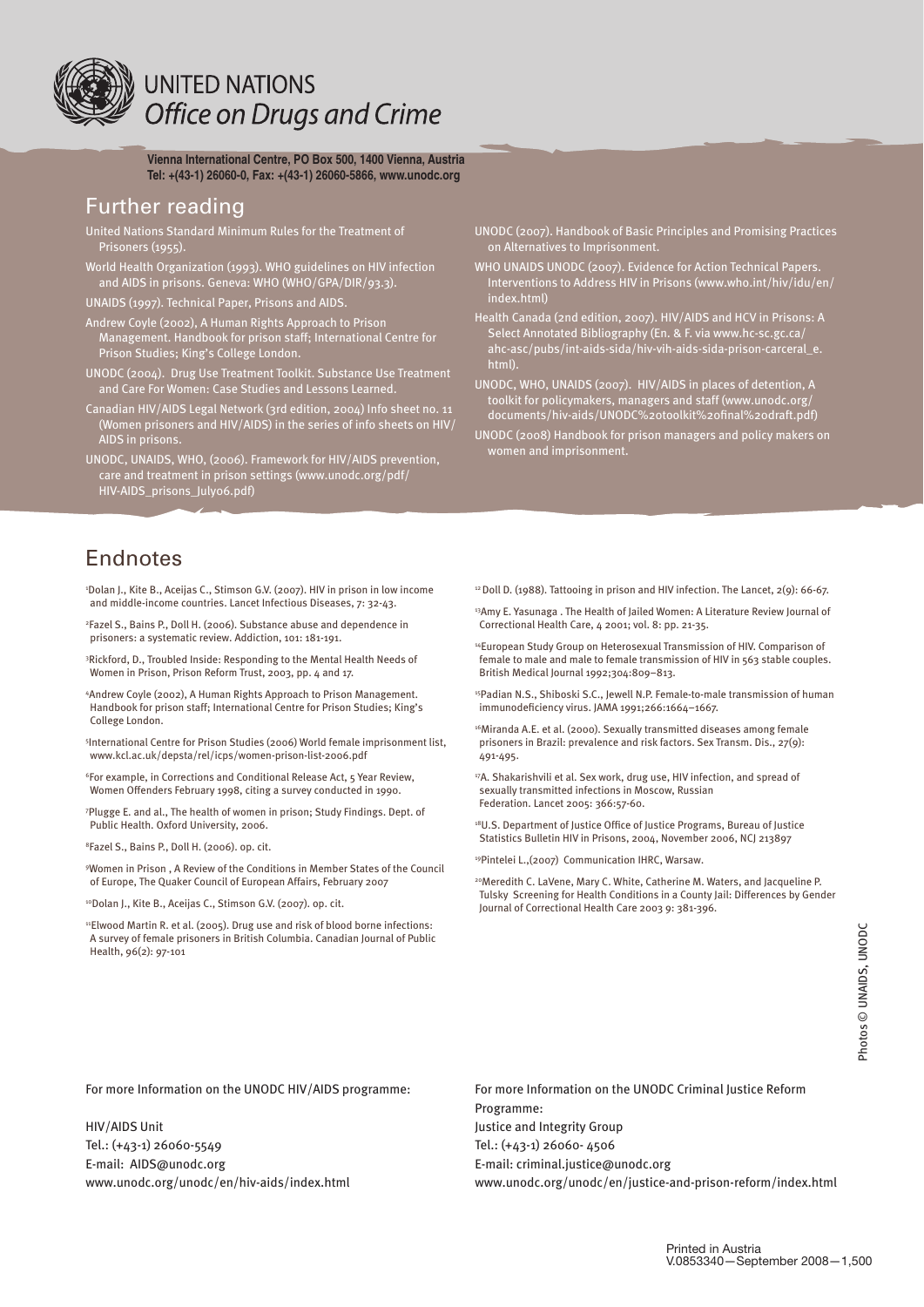UNITED NATIONS
*Office on Drugs and Crime*

**Vienna International Centre, PO Box 500, 1400 Vienna, Austria**
**Tel: +(43-1) 26060-0, Fax: +(43-1) 26060-5866, www.unodc.org**

## Further reading

United Nations Standard Minimum Rules for the Treatment of Prisoners (1955).

World Health Organization (1993). WHO guidelines on HIV infection and AIDS in prisons. Geneva: WHO (WHO/GPA/DIR/93.3).

UNAIDS (1997). Technical Paper, Prisons and AIDS.

Andrew Coyle (2002), A Human Rights Approach to Prison Management. Handbook for prison staff; International Centre for Prison Studies; King's College London.

UNODC (2004). Drug Use Treatment Toolkit. Substance Use Treatment and Care For Women: Case Studies and Lessons Learned.

Canadian HIV/AIDS Legal Network (3rd edition, 2004) Info sheet no. 11 (Women prisoners and HIV/AIDS) in the series of info sheets on HIV/AIDS in prisons.

UNODC, UNAIDS, WHO, (2006). Framework for HIV/AIDS prevention, care and treatment in prison settings (www.unodc.org/pdf/HIV-AIDS_prisons_July06.pdf)

UNODC (2007). Handbook of Basic Principles and Promising Practices on Alternatives to Imprisonment.

WHO UNAIDS UNODC (2007). Evidence for Action Technical Papers. Interventions to Address HIV in Prisons (www.who.int/hiv/idu/en/index.html)

Health Canada (2nd edition, 2007). HIV/AIDS and HCV in Prisons: A Select Annotated Bibliography (En. & F. via www.hc-sc.gc.ca/ahc-asc/pubs/int-aids-sida/hiv-vih-aids-sida-prison-carceral_e.html).

UNODC, WHO, UNAIDS (2007). HIV/AIDS in places of detention, A toolkit for policymakers, managers and staff (www.unodc.org/documents/hiv-aids/UNODC%20toolkit%20final%20draft.pdf)

UNODC (2008) Handbook for prison managers and policy makers on women and imprisonment.

## Endnotes

[1] Dolan J., Kite B., Aceijas C., Stimson G.V. (2007). HIV in prison in low income and middle-income countries. Lancet Infectious Diseases, 7: 32-43.

[2] Fazel S., Bains P., Doll H. (2006). Substance abuse and dependence in prisoners: a systematic review. Addiction, 101: 181-191.

[3] Rickford, D., Troubled Inside: Responding to the Mental Health Needs of Women in Prison, Prison Reform Trust, 2003, pp. 4 and 17.

[4] Andrew Coyle (2002), A Human Rights Approach to Prison Management. Handbook for prison staff; International Centre for Prison Studies; King's College London.

[5] International Centre for Prison Studies (2006) World female imprisonment list, www.kcl.ac.uk/depsta/rel/icps/women-prison-list-2006.pdf

[6] For example, in Corrections and Conditional Release Act, 5 Year Review, Women Offenders February 1998, citing a survey conducted in 1990.

[7] Plugge E. and al., The health of women in prison; Study Findings. Dept. of Public Health. Oxford University, 2006.

[8] Fazel S., Bains P., Doll H. (2006). op. cit.

[9] Women in Prison , A Review of the Conditions in Member States of the Council of Europe, The Quaker Council of European Affairs, February 2007

[10] Dolan J., Kite B., Aceijas C., Stimson G.V. (2007). op. cit.

[11] Elwood Martin R. et al. (2005). Drug use and risk of blood borne infections: A survey of female prisoners in British Columbia. Canadian Journal of Public Health, 96(2): 97-101

[12] Doll D. (1988). Tattooing in prison and HIV infection. The Lancet, 2(9): 66-67.

[13] Amy E. Yasunaga . The Health of Jailed Women: A Literature Review Journal of Correctional Health Care, 4 2001; vol. 8: pp. 21-35.

[14] European Study Group on Heterosexual Transmission of HIV. Comparison of female to male and male to female transmission of HIV in 563 stable couples. British Medical Journal 1992;304:809–813.

[15] Padian N.S., Shiboski S.C., Jewell N.P. Female-to-male transmission of human immunodeficiency virus. JAMA 1991;266:1664–1667.

[16] Miranda A.E. et al. (2000). Sexually transmitted diseases among female prisoners in Brazil: prevalence and risk factors. Sex Transm. Dis., 27(9): 491-495.

[17] A. Shakarishvili et al. Sex work, drug use, HIV infection, and spread of sexually transmitted infections in Moscow, Russian Federation. Lancet 2005: 366:57-60.

[18] U.S. Department of Justice Office of Justice Programs, Bureau of Justice Statistics Bulletin HIV in Prisons, 2004, November 2006, NCJ 213897

[19] Pintelei L.,(2007) Communication IHRC, Warsaw.

[20] Meredith C. LaVene, Mary C. White, Catherine M. Waters, and Jacqueline P. Tulsky Screening for Health Conditions in a County Jail: Differences by Gender Journal of Correctional Health Care 2003 9: 381-396.

Photos © UNAIDS, UNODC

For more Information on the UNODC HIV/AIDS programme:

HIV/AIDS Unit
Tel.: (+43-1) 26060-5549
E-mail: AIDS@unodc.org
www.unodc.org/unodc/en/hiv-aids/index.html

For more Information on the UNODC Criminal Justice Reform Programme:
Justice and Integrity Group
Tel.: (+43-1) 26060- 4506
E-mail: criminal.justice@unodc.org
www.unodc.org/unodc/en/justice-and-prison-reform/index.html

Printed in Austria
V.0853340—September 2008—1,500